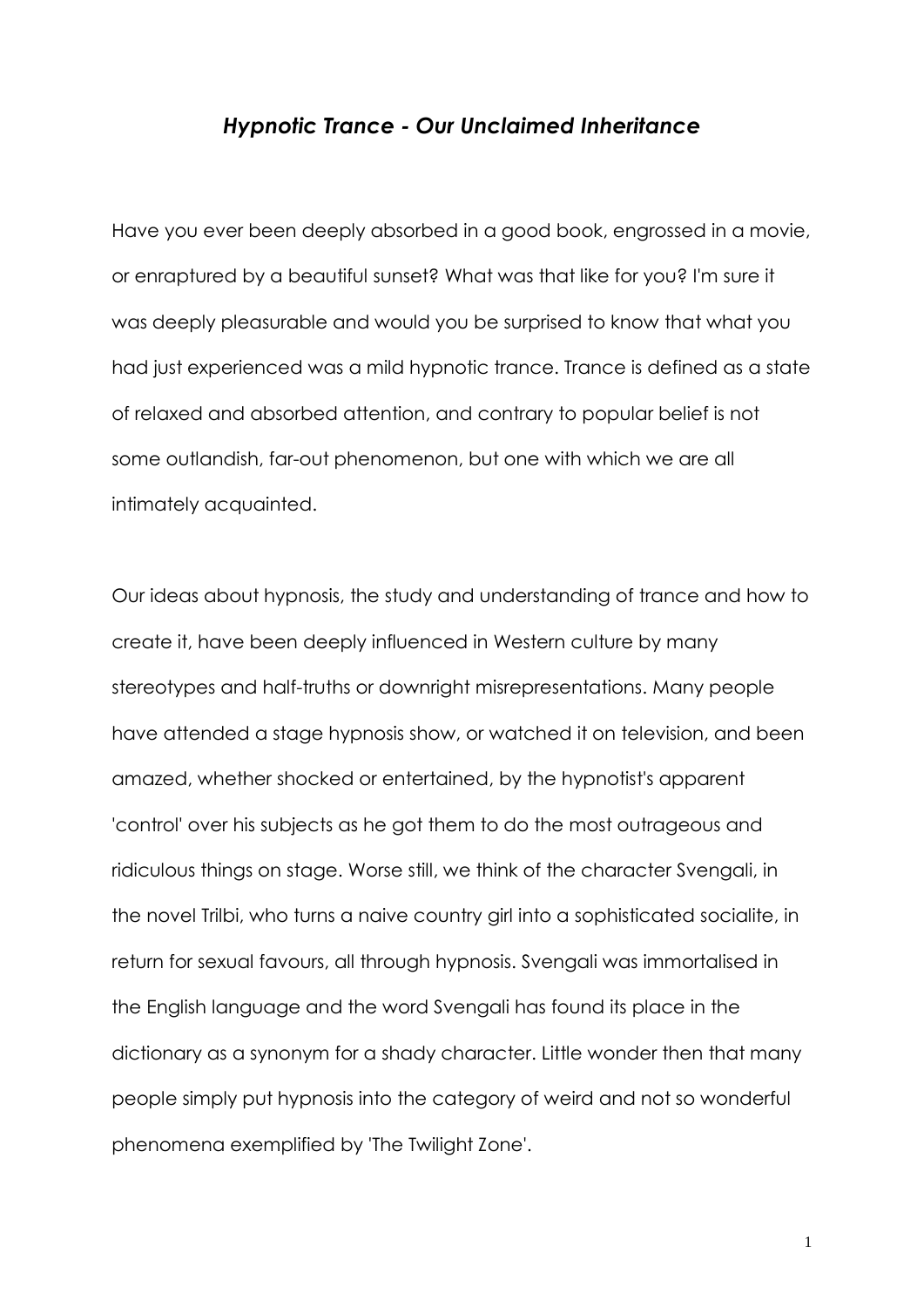# *Hypnotic Trance - Our Unclaimed Inheritance*

Have you ever been deeply absorbed in a good book, engrossed in a movie, or enraptured by a beautiful sunset? What was that like for you? I'm sure it was deeply pleasurable and would you be surprised to know that what you had just experienced was a mild hypnotic trance. Trance is defined as a state of relaxed and absorbed attention, and contrary to popular belief is not some outlandish, far-out phenomenon, but one with which we are all intimately acquainted.

Our ideas about hypnosis, the study and understanding of trance and how to create it, have been deeply influenced in Western culture by many stereotypes and half-truths or downright misrepresentations. Many people have attended a stage hypnosis show, or watched it on television, and been amazed, whether shocked or entertained, by the hypnotist's apparent 'control' over his subjects as he got them to do the most outrageous and ridiculous things on stage. Worse still, we think of the character Svengali, in the novel Trilbi, who turns a naive country girl into a sophisticated socialite, in return for sexual favours, all through hypnosis. Svengali was immortalised in the English language and the word Svengali has found its place in the dictionary as a synonym for a shady character. Little wonder then that many people simply put hypnosis into the category of weird and not so wonderful phenomena exemplified by 'The Twilight Zone'.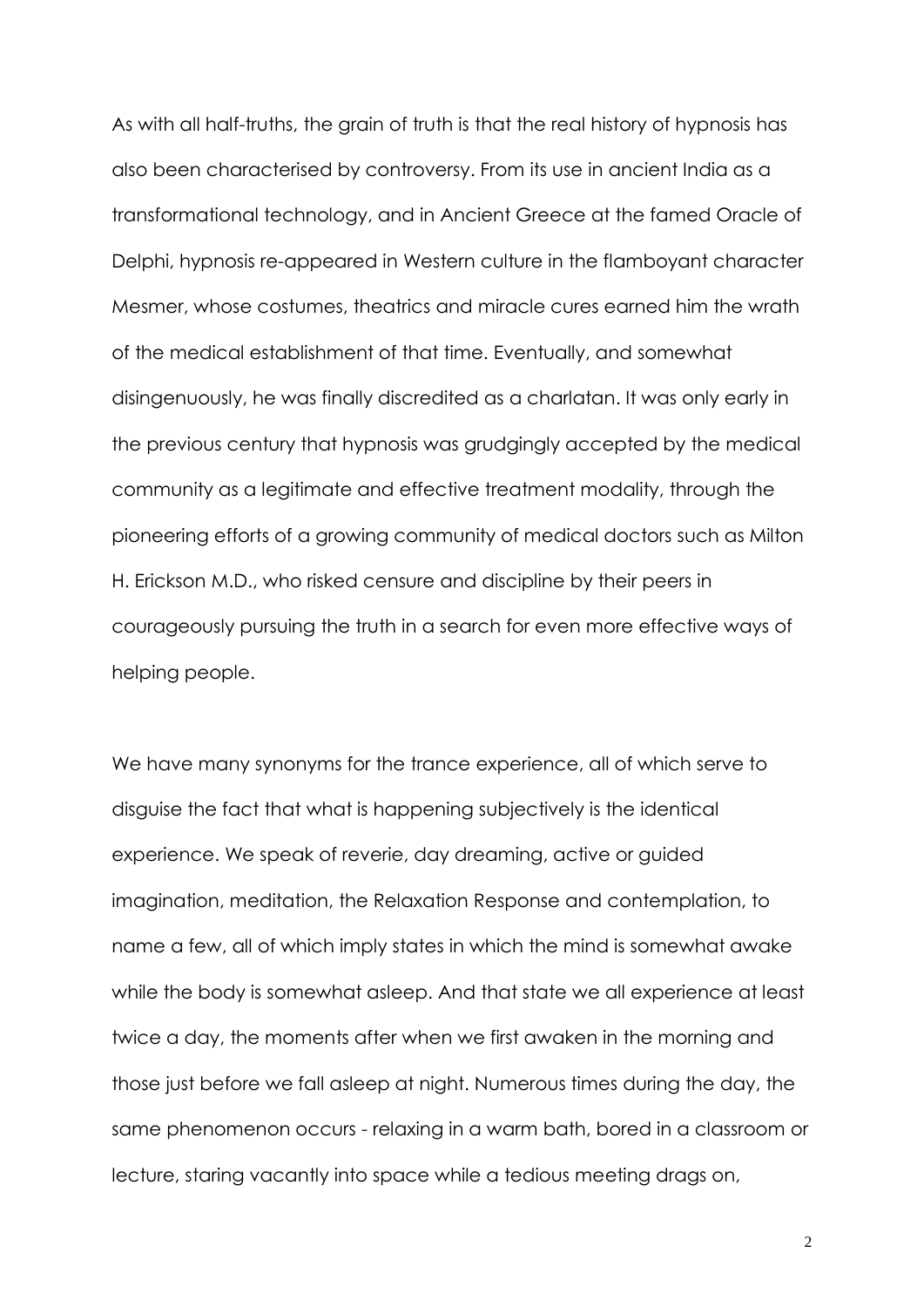As with all half-truths, the grain of truth is that the real history of hypnosis has also been characterised by controversy. From its use in ancient India as a transformational technology, and in Ancient Greece at the famed Oracle of Delphi, hypnosis re-appeared in Western culture in the flamboyant character Mesmer, whose costumes, theatrics and miracle cures earned him the wrath of the medical establishment of that time. Eventually, and somewhat disingenuously, he was finally discredited as a charlatan. It was only early in the previous century that hypnosis was grudgingly accepted by the medical community as a legitimate and effective treatment modality, through the pioneering efforts of a growing community of medical doctors such as Milton H. Erickson M.D., who risked censure and discipline by their peers in courageously pursuing the truth in a search for even more effective ways of helping people.

We have many synonyms for the trance experience, all of which serve to disguise the fact that what is happening subjectively is the identical experience. We speak of reverie, day dreaming, active or guided imagination, meditation, the Relaxation Response and contemplation, to name a few, all of which imply states in which the mind is somewhat awake while the body is somewhat asleep. And that state we all experience at least twice a day, the moments after when we first awaken in the morning and those just before we fall asleep at night. Numerous times during the day, the same phenomenon occurs - relaxing in a warm bath, bored in a classroom or lecture, staring vacantly into space while a tedious meeting drags on,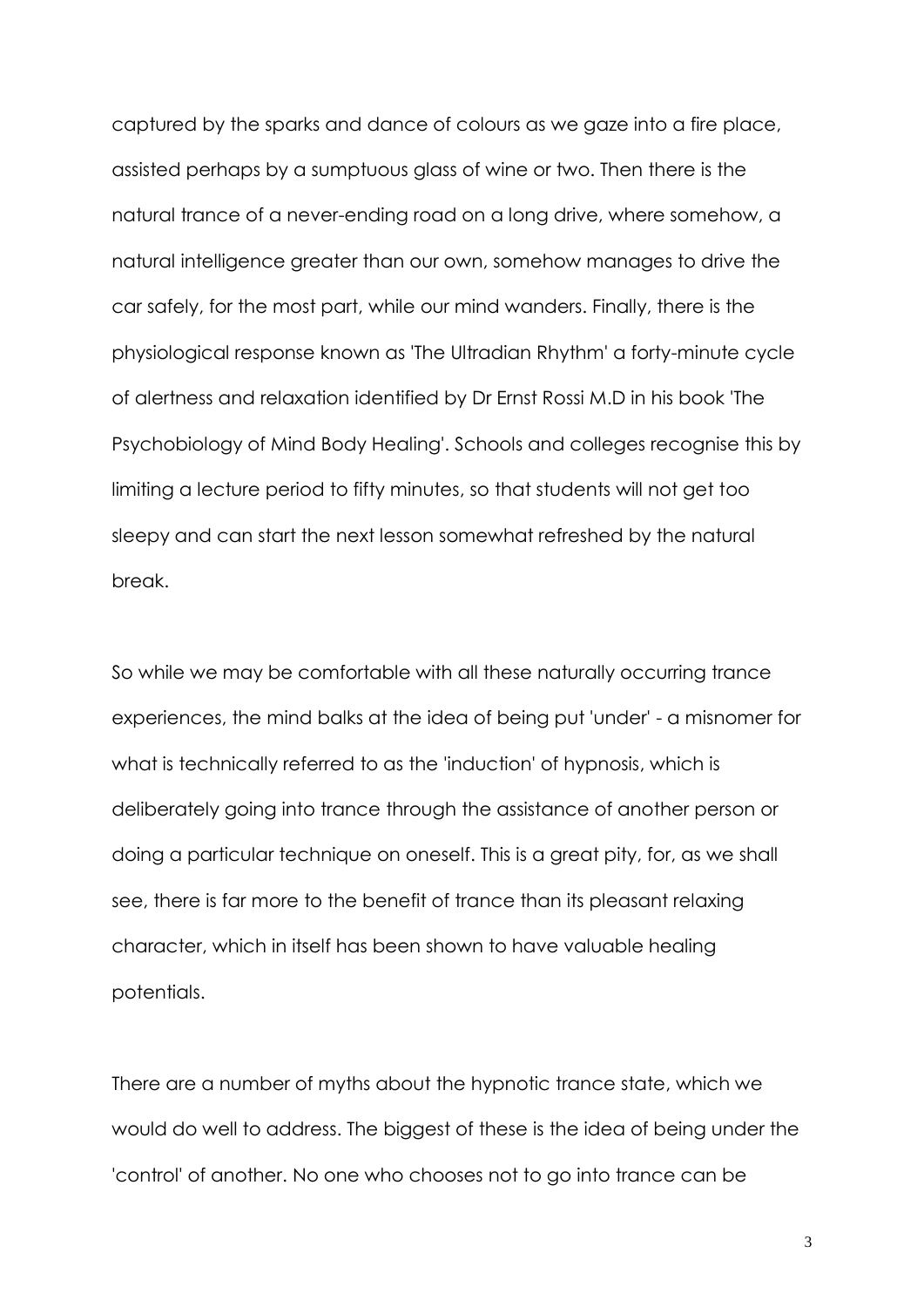captured by the sparks and dance of colours as we gaze into a fire place, assisted perhaps by a sumptuous glass of wine or two. Then there is the natural trance of a never-ending road on a long drive, where somehow, a natural intelligence greater than our own, somehow manages to drive the car safely, for the most part, while our mind wanders. Finally, there is the physiological response known as 'The Ultradian Rhythm' a forty-minute cycle of alertness and relaxation identified by Dr Ernst Rossi M.D in his book 'The Psychobiology of Mind Body Healing'. Schools and colleges recognise this by limiting a lecture period to fifty minutes, so that students will not get too sleepy and can start the next lesson somewhat refreshed by the natural break.

So while we may be comfortable with all these naturally occurring trance experiences, the mind balks at the idea of being put 'under' - a misnomer for what is technically referred to as the 'induction' of hypnosis, which is deliberately going into trance through the assistance of another person or doing a particular technique on oneself. This is a great pity, for, as we shall see, there is far more to the benefit of trance than its pleasant relaxing character, which in itself has been shown to have valuable healing potentials.

There are a number of myths about the hypnotic trance state, which we would do well to address. The biggest of these is the idea of being under the 'control' of another. No one who chooses not to go into trance can be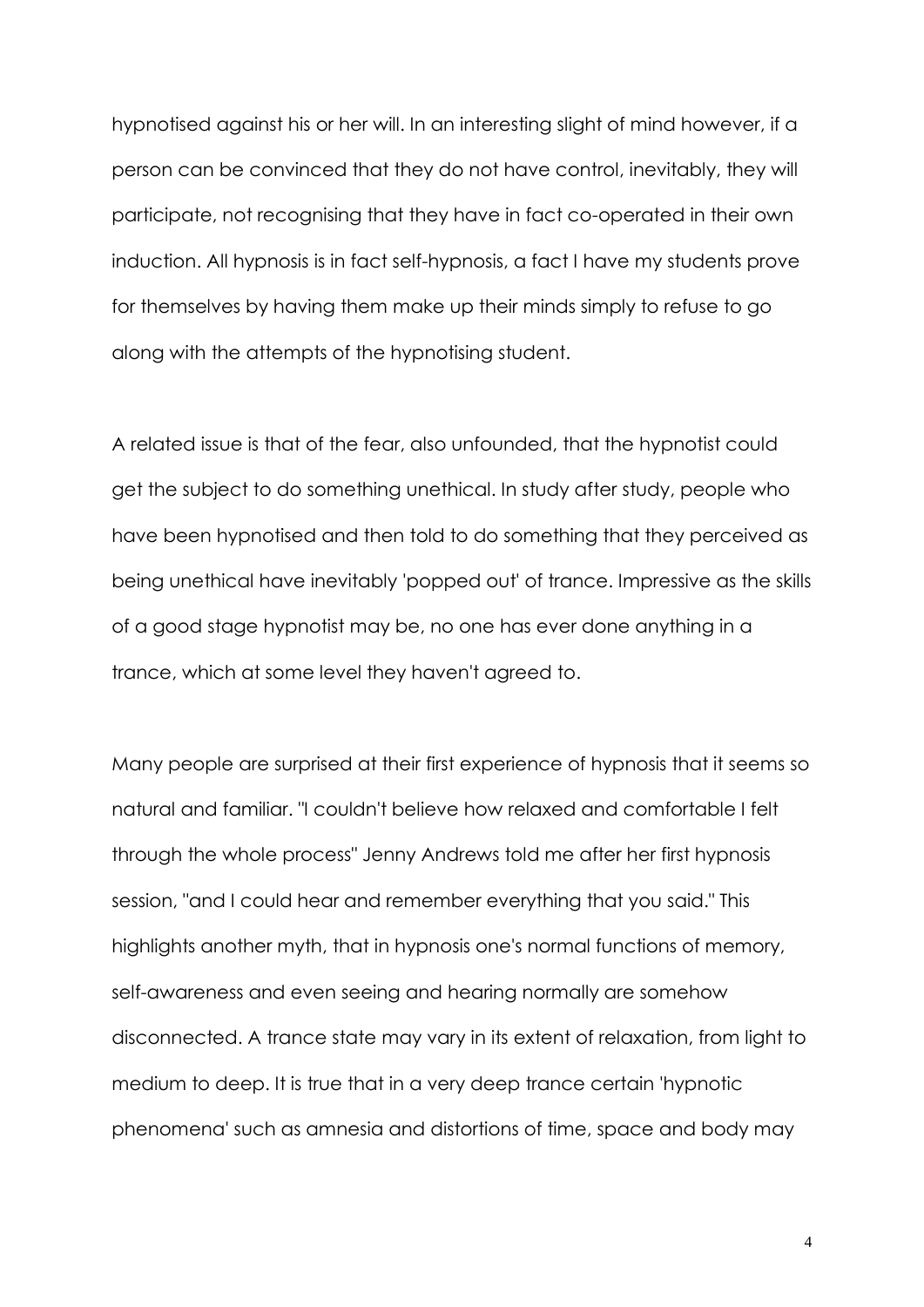hypnotised against his or her will. In an interesting slight of mind however, if a person can be convinced that they do not have control, inevitably, they will participate, not recognising that they have in fact co-operated in their own induction. All hypnosis is in fact self-hypnosis, a fact I have my students prove for themselves by having them make up their minds simply to refuse to go along with the attempts of the hypnotising student.

A related issue is that of the fear, also unfounded, that the hypnotist could get the subject to do something unethical. In study after study, people who have been hypnotised and then told to do something that they perceived as being unethical have inevitably 'popped out' of trance. Impressive as the skills of a good stage hypnotist may be, no one has ever done anything in a trance, which at some level they haven't agreed to.

Many people are surprised at their first experience of hypnosis that it seems so natural and familiar. "I couldn't believe how relaxed and comfortable I felt through the whole process" Jenny Andrews told me after her first hypnosis session, "and I could hear and remember everything that you said." This highlights another myth, that in hypnosis one's normal functions of memory, self-awareness and even seeing and hearing normally are somehow disconnected. A trance state may vary in its extent of relaxation, from light to medium to deep. It is true that in a very deep trance certain 'hypnotic phenomena' such as amnesia and distortions of time, space and body may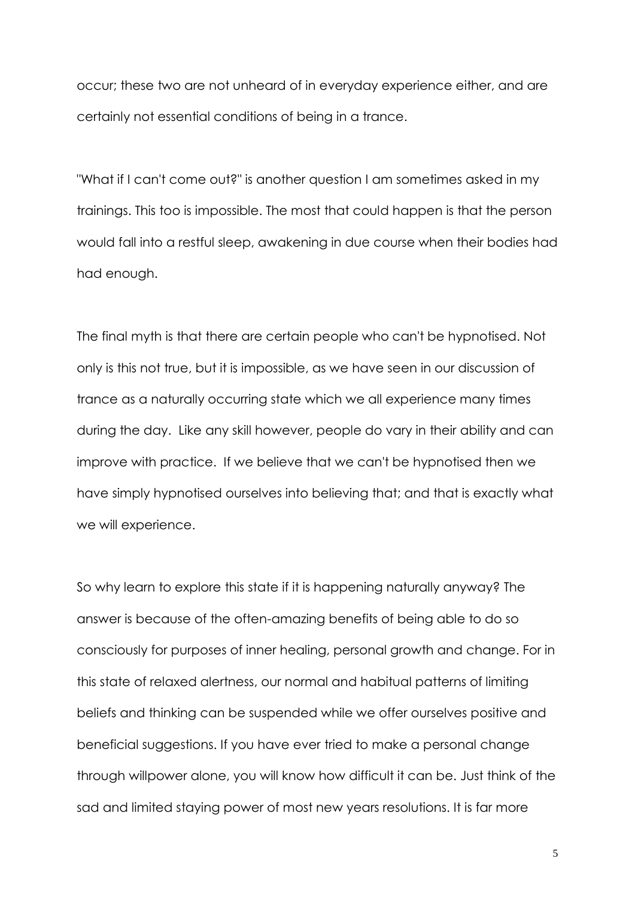occur; these two are not unheard of in everyday experience either, and are certainly not essential conditions of being in a trance.

"What if I can't come out?" is another question I am sometimes asked in my trainings. This too is impossible. The most that could happen is that the person would fall into a restful sleep, awakening in due course when their bodies had had enough.

The final myth is that there are certain people who can't be hypnotised. Not only is this not true, but it is impossible, as we have seen in our discussion of trance as a naturally occurring state which we all experience many times during the day. Like any skill however, people do vary in their ability and can improve with practice. If we believe that we can't be hypnotised then we have simply hypnotised ourselves into believing that; and that is exactly what we will experience.

So why learn to explore this state if it is happening naturally anyway? The answer is because of the often-amazing benefits of being able to do so consciously for purposes of inner healing, personal growth and change. For in this state of relaxed alertness, our normal and habitual patterns of limiting beliefs and thinking can be suspended while we offer ourselves positive and beneficial suggestions. If you have ever tried to make a personal change through willpower alone, you will know how difficult it can be. Just think of the sad and limited staying power of most new years resolutions. It is far more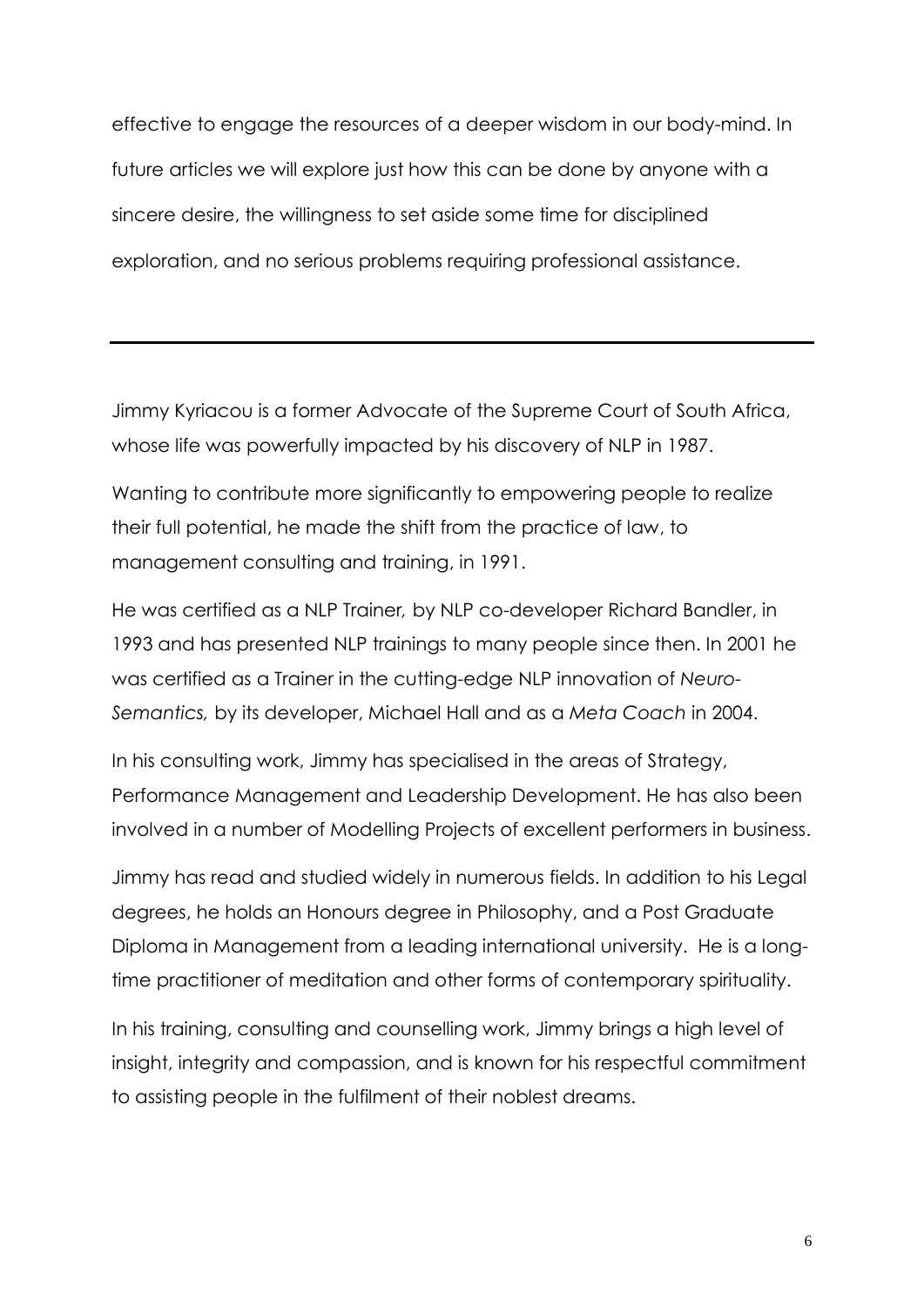effective to engage the resources of a deeper wisdom in our body-mind. In future articles we will explore just how this can be done by anyone with a sincere desire, the willingness to set aside some time for disciplined exploration, and no serious problems requiring professional assistance.

---

Jimmy Kyriacou is a former Advocate of the Supreme Court of South Africa, whose life was powerfully impacted by his discovery of NLP in 1987.

Wanting to contribute more significantly to empowering people to realize their full potential, he made the shift from the practice of law, to management consulting and training, in 1991.

He was certified as a NLP Trainer, by NLP co-developer Richard Bandler, in 1993 and has presented NLP trainings to many people since then. In 2001 he was certified as a Trainer in the cutting-edge NLP innovation of *Neuro-Semantics,* by its developer, Michael Hall and as a *Meta Coach* in 2004.

In his consulting work, Jimmy has specialised in the areas of Strategy, Performance Management and Leadership Development. He has also been involved in a number of Modelling Projects of excellent performers in business.

Jimmy has read and studied widely in numerous fields. In addition to his Legal degrees, he holds an Honours degree in Philosophy, and a Post Graduate Diploma in Management from a leading international university. He is a long-time practitioner of meditation and other forms of contemporary spirituality.

In his training, consulting and counselling work, Jimmy brings a high level of insight, integrity and compassion, and is known for his respectful commitment to assisting people in the fulfilment of their noblest dreams.